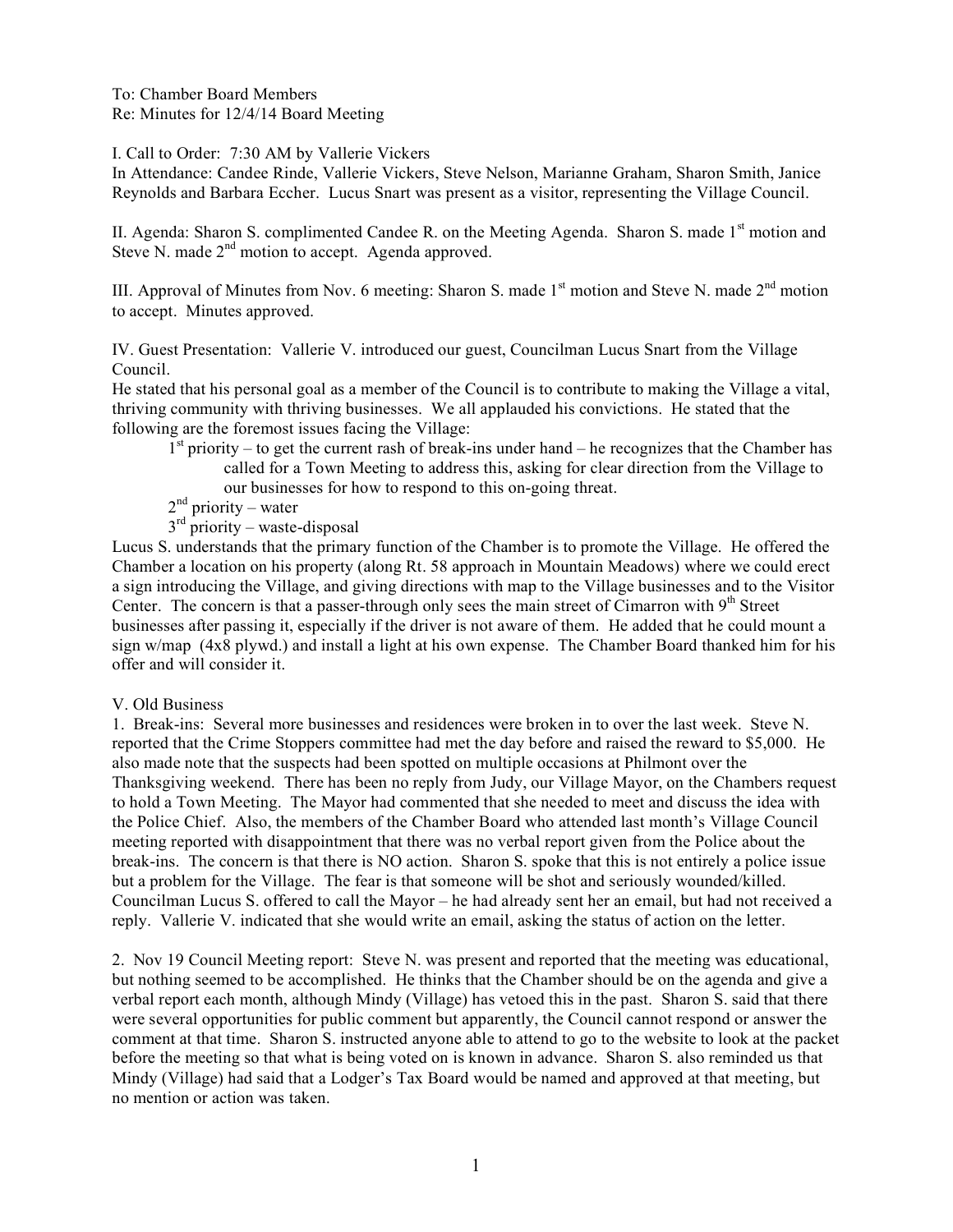To: Chamber Board Members
Re: Minutes for 12/4/14 Board Meeting

I. Call to Order: 7:30 AM by Vallerie Vickers
In Attendance: Candee Rinde, Vallerie Vickers, Steve Nelson, Marianne Graham, Sharon Smith, Janice Reynolds and Barbara Eccher. Lucus Snart was present as a visitor, representing the Village Council.

II. Agenda: Sharon S. complimented Candee R. on the Meeting Agenda. Sharon S. made 1st motion and Steve N. made 2nd motion to accept. Agenda approved.

III. Approval of Minutes from Nov. 6 meeting: Sharon S. made 1st motion and Steve N. made 2nd motion to accept. Minutes approved.

IV. Guest Presentation: Vallerie V. introduced our guest, Councilman Lucus Snart from the Village Council.
He stated that his personal goal as a member of the Council is to contribute to making the Village a vital, thriving community with thriving businesses. We all applauded his convictions. He stated that the following are the foremost issues facing the Village:

- 1st priority – to get the current rash of break-ins under hand – he recognizes that the Chamber has called for a Town Meeting to address this, asking for clear direction from the Village to our businesses for how to respond to this on-going threat.
- 2nd priority – water
- 3rd priority – waste-disposal

Lucus S. understands that the primary function of the Chamber is to promote the Village. He offered the Chamber a location on his property (along Rt. 58 approach in Mountain Meadows) where we could erect a sign introducing the Village, and giving directions with map to the Village businesses and to the Visitor Center. The concern is that a passer-through only sees the main street of Cimarron with 9th Street businesses after passing it, especially if the driver is not aware of them. He added that he could mount a sign w/map (4x8 plywd.) and install a light at his own expense. The Chamber Board thanked him for his offer and will consider it.

V. Old Business

1. Break-ins: Several more businesses and residences were broken in to over the last week. Steve N. reported that the Crime Stoppers committee had met the day before and raised the reward to $5,000. He also made note that the suspects had been spotted on multiple occasions at Philmont over the Thanksgiving weekend. There has been no reply from Judy, our Village Mayor, on the Chambers request to hold a Town Meeting. The Mayor had commented that she needed to meet and discuss the idea with the Police Chief. Also, the members of the Chamber Board who attended last month's Village Council meeting reported with disappointment that there was no verbal report given from the Police about the break-ins. The concern is that there is NO action. Sharon S. spoke that this is not entirely a police issue but a problem for the Village. The fear is that someone will be shot and seriously wounded/killed. Councilman Lucus S. offered to call the Mayor – he had already sent her an email, but had not received a reply. Vallerie V. indicated that she would write an email, asking the status of action on the letter.

2. Nov 19 Council Meeting report: Steve N. was present and reported that the meeting was educational, but nothing seemed to be accomplished. He thinks that the Chamber should be on the agenda and give a verbal report each month, although Mindy (Village) has vetoed this in the past. Sharon S. said that there were several opportunities for public comment but apparently, the Council cannot respond or answer the comment at that time. Sharon S. instructed anyone able to attend to go to the website to look at the packet before the meeting so that what is being voted on is known in advance. Sharon S. also reminded us that Mindy (Village) had said that a Lodger's Tax Board would be named and approved at that meeting, but no mention or action was taken.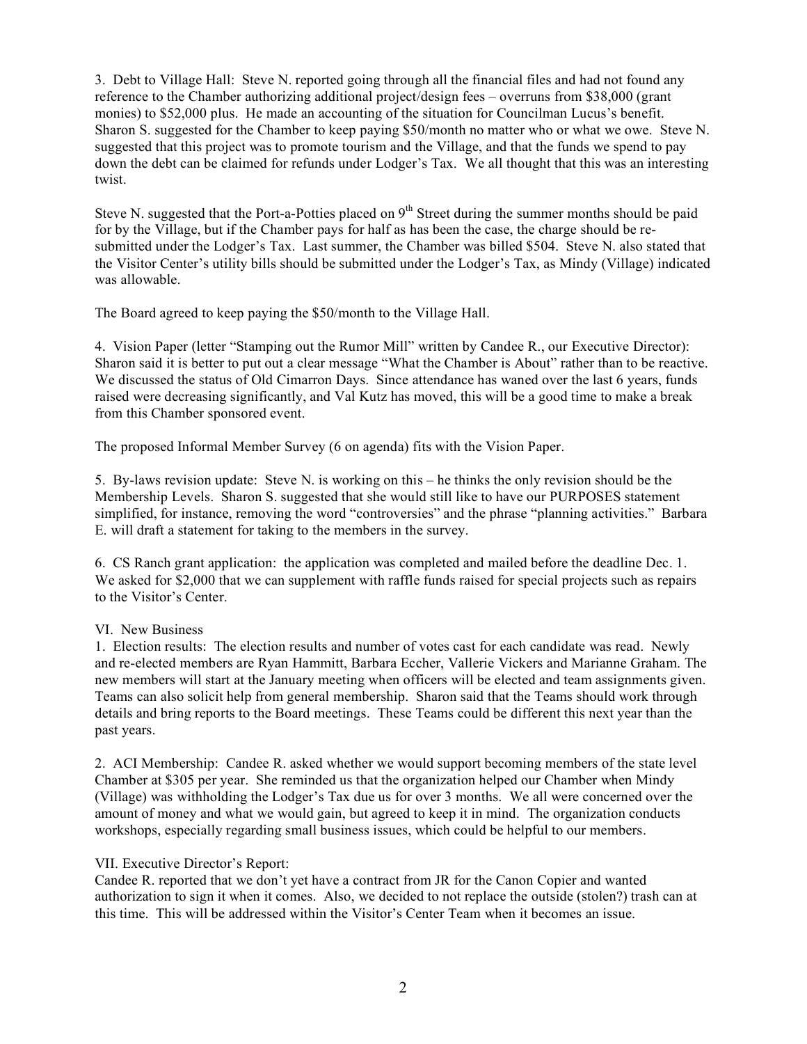3. Debt to Village Hall: Steve N. reported going through all the financial files and had not found any reference to the Chamber authorizing additional project/design fees – overruns from $38,000 (grant monies) to $52,000 plus. He made an accounting of the situation for Councilman Lucus's benefit. Sharon S. suggested for the Chamber to keep paying $50/month no matter who or what we owe. Steve N. suggested that this project was to promote tourism and the Village, and that the funds we spend to pay down the debt can be claimed for refunds under Lodger's Tax. We all thought that this was an interesting twist.

Steve N. suggested that the Port-a-Potties placed on 9th Street during the summer months should be paid for by the Village, but if the Chamber pays for half as has been the case, the charge should be re-submitted under the Lodger's Tax. Last summer, the Chamber was billed $504. Steve N. also stated that the Visitor Center's utility bills should be submitted under the Lodger's Tax, as Mindy (Village) indicated was allowable.

The Board agreed to keep paying the $50/month to the Village Hall.

4. Vision Paper (letter "Stamping out the Rumor Mill" written by Candee R., our Executive Director): Sharon said it is better to put out a clear message "What the Chamber is About" rather than to be reactive. We discussed the status of Old Cimarron Days. Since attendance has waned over the last 6 years, funds raised were decreasing significantly, and Val Kutz has moved, this will be a good time to make a break from this Chamber sponsored event.

The proposed Informal Member Survey (6 on agenda) fits with the Vision Paper.

5. By-laws revision update: Steve N. is working on this – he thinks the only revision should be the Membership Levels. Sharon S. suggested that she would still like to have our PURPOSES statement simplified, for instance, removing the word "controversies" and the phrase "planning activities." Barbara E. will draft a statement for taking to the members in the survey.

6. CS Ranch grant application: the application was completed and mailed before the deadline Dec. 1. We asked for $2,000 that we can supplement with raffle funds raised for special projects such as repairs to the Visitor's Center.

VI. New Business

1. Election results: The election results and number of votes cast for each candidate was read. Newly and re-elected members are Ryan Hammitt, Barbara Eccher, Vallerie Vickers and Marianne Graham. The new members will start at the January meeting when officers will be elected and team assignments given. Teams can also solicit help from general membership. Sharon said that the Teams should work through details and bring reports to the Board meetings. These Teams could be different this next year than the past years.

2. ACI Membership: Candee R. asked whether we would support becoming members of the state level Chamber at $305 per year. She reminded us that the organization helped our Chamber when Mindy (Village) was withholding the Lodger's Tax due us for over 3 months. We all were concerned over the amount of money and what we would gain, but agreed to keep it in mind. The organization conducts workshops, especially regarding small business issues, which could be helpful to our members.

VII. Executive Director's Report:

Candee R. reported that we don't yet have a contract from JR for the Canon Copier and wanted authorization to sign it when it comes. Also, we decided to not replace the outside (stolen?) trash can at this time. This will be addressed within the Visitor's Center Team when it becomes an issue.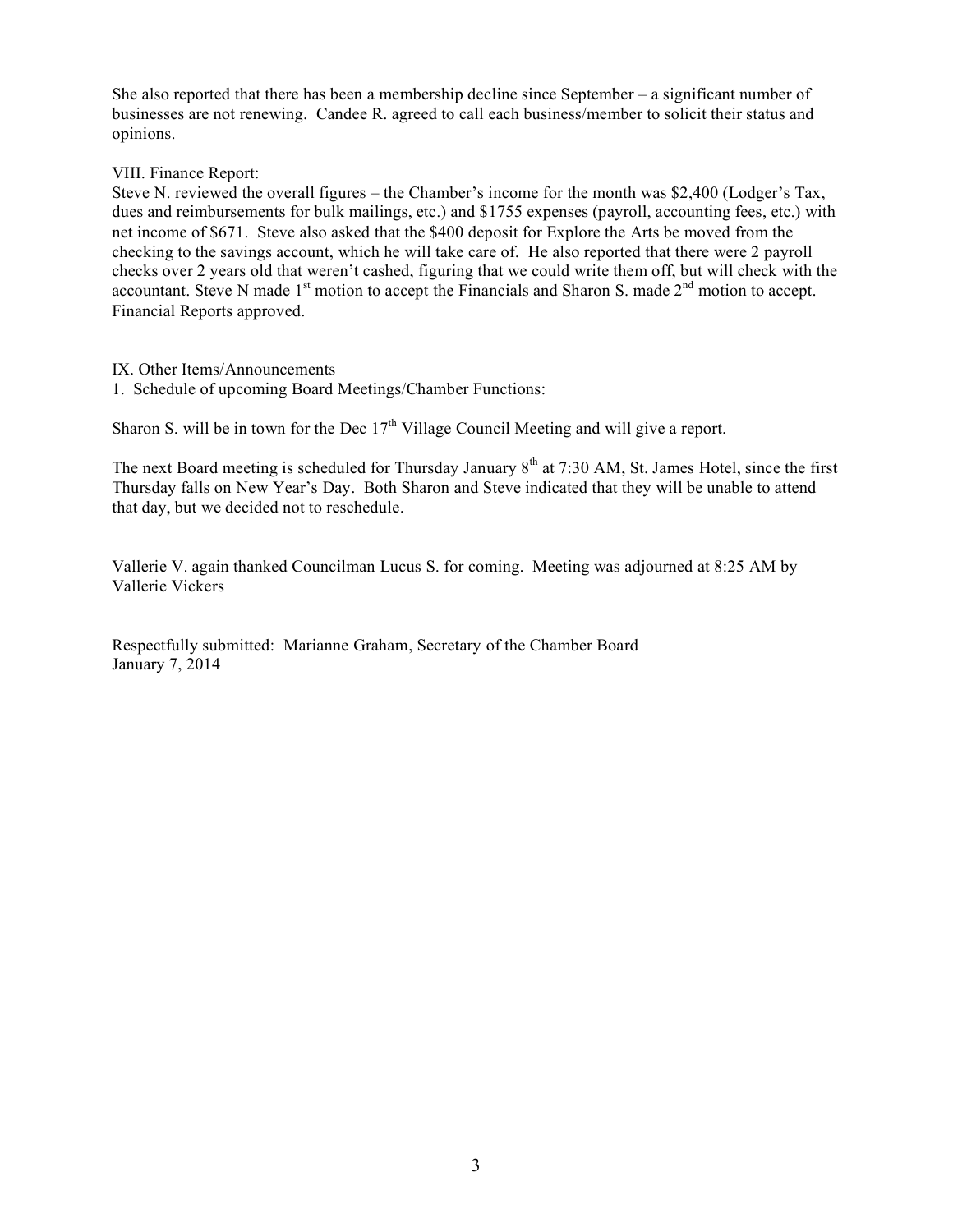She also reported that there has been a membership decline since September – a significant number of businesses are not renewing. Candee R. agreed to call each business/member to solicit their status and opinions.

VIII. Finance Report:

Steve N. reviewed the overall figures – the Chamber's income for the month was $2,400 (Lodger's Tax, dues and reimbursements for bulk mailings, etc.) and $1755 expenses (payroll, accounting fees, etc.) with net income of $671. Steve also asked that the $400 deposit for Explore the Arts be moved from the checking to the savings account, which he will take care of. He also reported that there were 2 payroll checks over 2 years old that weren't cashed, figuring that we could write them off, but will check with the accountant. Steve N made 1st motion to accept the Financials and Sharon S. made 2nd motion to accept. Financial Reports approved.

IX. Other Items/Announcements

1. Schedule of upcoming Board Meetings/Chamber Functions:

Sharon S. will be in town for the Dec 17th Village Council Meeting and will give a report.

The next Board meeting is scheduled for Thursday January 8th at 7:30 AM, St. James Hotel, since the first Thursday falls on New Year's Day. Both Sharon and Steve indicated that they will be unable to attend that day, but we decided not to reschedule.

Vallerie V. again thanked Councilman Lucus S. for coming. Meeting was adjourned at 8:25 AM by Vallerie Vickers

Respectfully submitted: Marianne Graham, Secretary of the Chamber Board
January 7, 2014